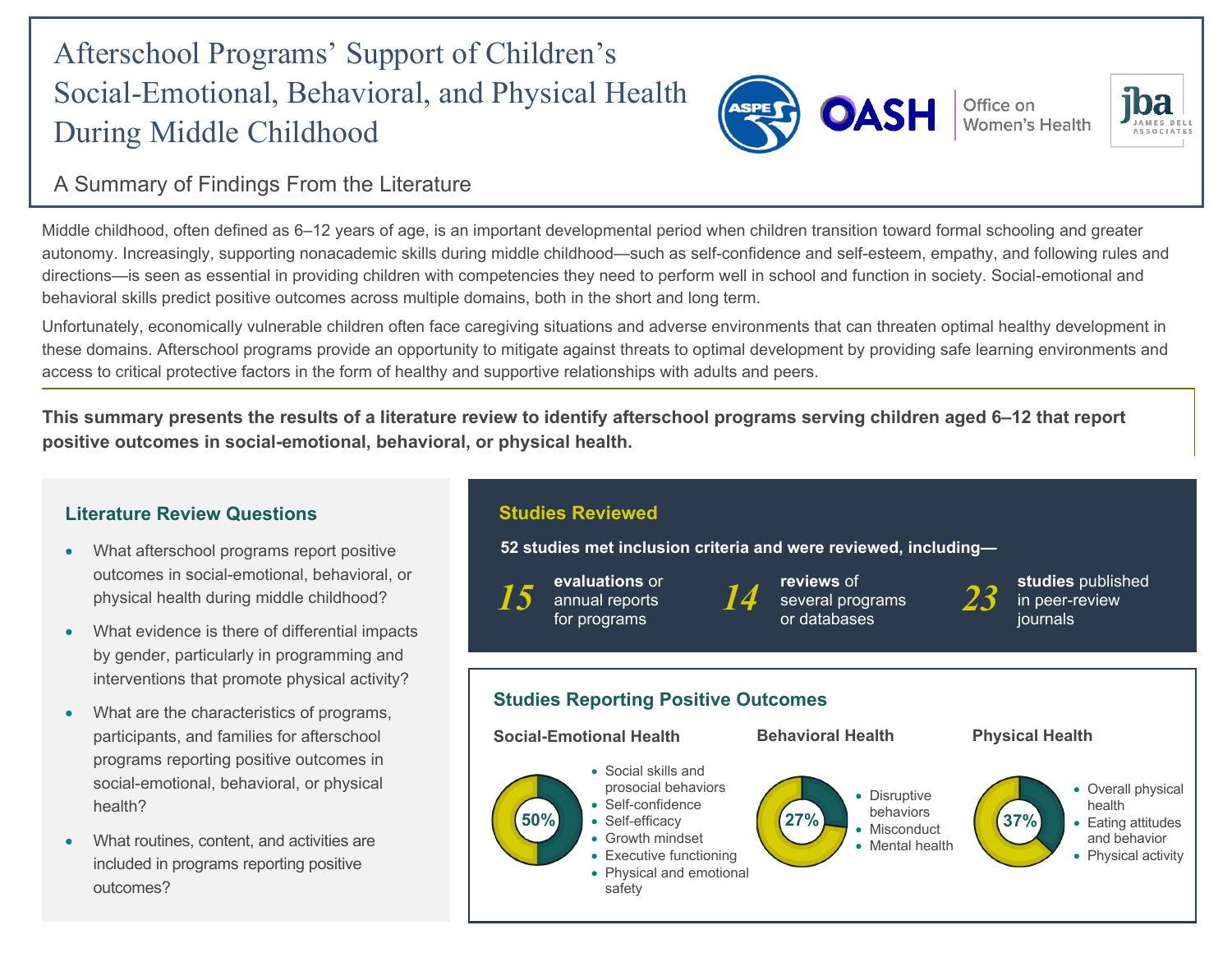# Afterschool Programs' Support of Children's Social-Emotional, Behavioral, and Physical Health During Middle Childhood

ASPE | OASH | Office on Women's Health | jba James Bell Associates

## A Summary of Findings From the Literature

Middle childhood, often defined as 6–12 years of age, is an important developmental period when children transition toward formal schooling and greater autonomy. Increasingly, supporting nonacademic skills during middle childhood—such as self-confidence and self-esteem, empathy, and following rules and directions—is seen as essential in providing children with competencies they need to perform well in school and function in society. Social-emotional and behavioral skills predict positive outcomes across multiple domains, both in the short and long term.

Unfortunately, economically vulnerable children often face caregiving situations and adverse environments that can threaten optimal healthy development in these domains. Afterschool programs provide an opportunity to mitigate against threats to optimal development by providing safe learning environments and access to critical protective factors in the form of healthy and supportive relationships with adults and peers.

**This summary presents the results of a literature review to identify afterschool programs serving children aged 6–12 that report positive outcomes in social-emotional, behavioral, or physical health.**

### Literature Review Questions

- What afterschool programs report positive outcomes in social-emotional, behavioral, or physical health during middle childhood?
- What evidence is there of differential impacts by gender, particularly in programming and interventions that promote physical activity?
- What are the characteristics of programs, participants, and families for afterschool programs reporting positive outcomes in social-emotional, behavioral, or physical health?
- What routines, content, and activities are included in programs reporting positive outcomes?

### Studies Reviewed

**52 studies met inclusion criteria and were reviewed, including—**

- *15* **evaluations** or annual reports for programs
- *14* **reviews** of several programs or databases
- *23* **studies** published in peer-review journals

### Studies Reporting Positive Outcomes

**Social-Emotional Health** — 50%

- Social skills and prosocial behaviors
- Self-confidence
- Self-efficacy
- Growth mindset
- Executive functioning
- Physical and emotional safety

**Behavioral Health** — 27%

- Disruptive behaviors
- Misconduct
- Mental health

**Physical Health** — 37%

- Overall physical health
- Eating attitudes and behavior
- Physical activity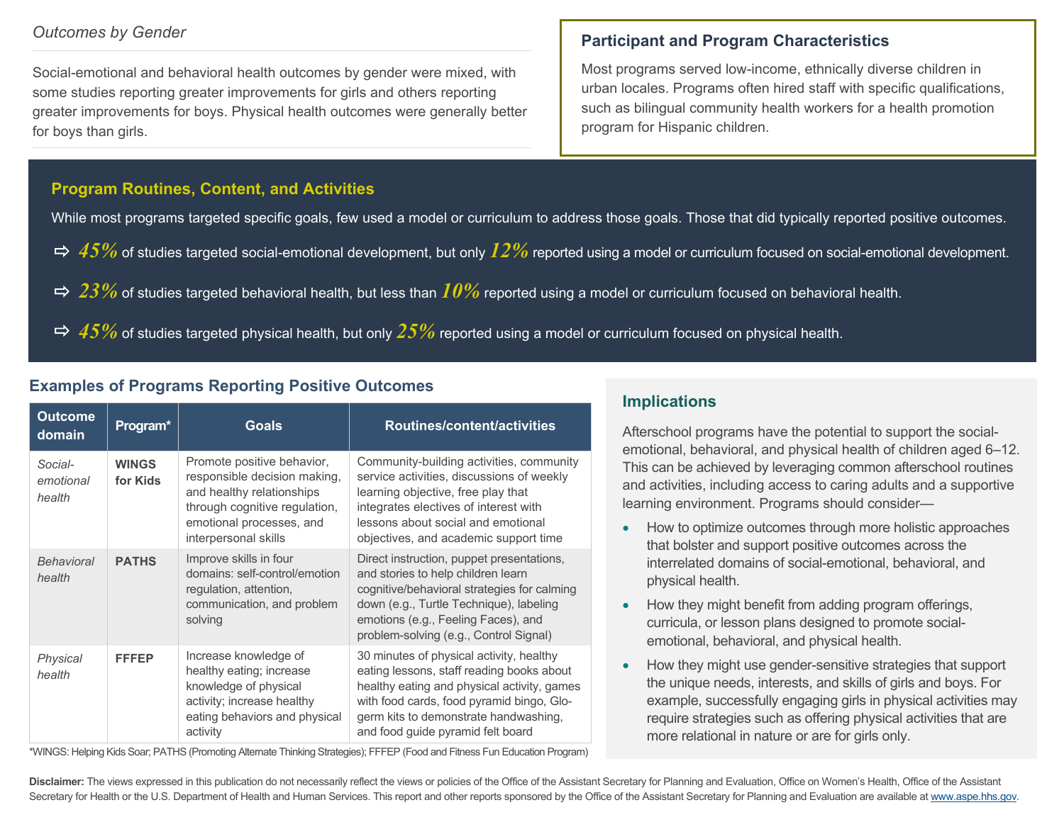### *Outcomes by Gender*

Social-emotional and behavioral health outcomes by gender were mixed, with some studies reporting greater improvements for girls and others reporting greater improvements for boys. Physical health outcomes were generally better for boys than girls.

### Participant and Program Characteristics

Most programs served low-income, ethnically diverse children in urban locales. Programs often hired staff with specific qualifications, such as bilingual community health workers for a health promotion program for Hispanic children.

### Program Routines, Content, and Activities

While most programs targeted specific goals, few used a model or curriculum to address those goals. Those that did typically reported positive outcomes.

- ⇨ ***45%*** of studies targeted social-emotional development, but only ***12%*** reported using a model or curriculum focused on social-emotional development.
- ⇨ ***23%*** of studies targeted behavioral health, but less than ***10%*** reported using a model or curriculum focused on behavioral health.
- ⇨ ***45%*** of studies targeted physical health, but only ***25%*** reported using a model or curriculum focused on physical health.

### Examples of Programs Reporting Positive Outcomes

| Outcome domain | Program* | Goals | Routines/content/activities |
|---|---|---|---|
| *Social-emotional health* | **WINGS for Kids** | Promote positive behavior, responsible decision making, and healthy relationships through cognitive regulation, emotional processes, and interpersonal skills | Community-building activities, community service activities, discussions of weekly learning objective, free play that integrates electives of interest with lessons about social and emotional objectives, and academic support time |
| *Behavioral health* | **PATHS** | Improve skills in four domains: self-control/emotion regulation, attention, communication, and problem solving | Direct instruction, puppet presentations, and stories to help children learn cognitive/behavioral strategies for calming down (e.g., Turtle Technique), labeling emotions (e.g., Feeling Faces), and problem-solving (e.g., Control Signal) |
| *Physical health* | **FFFEP** | Increase knowledge of healthy eating; increase knowledge of physical activity; increase healthy eating behaviors and physical activity | 30 minutes of physical activity, healthy eating lessons, staff reading books about healthy eating and physical activity, games with food cards, food pyramid bingo, Glo-germ kits to demonstrate handwashing, and food guide pyramid felt board |

*WINGS: Helping Kids Soar; PATHS (Promoting Alternate Thinking Strategies); FFFEP (Food and Fitness Fun Education Program)

### Implications

Afterschool programs have the potential to support the social-emotional, behavioral, and physical health of children aged 6–12. This can be achieved by leveraging common afterschool routines and activities, including access to caring adults and a supportive learning environment. Programs should consider—

- How to optimize outcomes through more holistic approaches that bolster and support positive outcomes across the interrelated domains of social-emotional, behavioral, and physical health.
- How they might benefit from adding program offerings, curricula, or lesson plans designed to promote social-emotional, behavioral, and physical health.
- How they might use gender-sensitive strategies that support the unique needs, interests, and skills of girls and boys. For example, successfully engaging girls in physical activities may require strategies such as offering physical activities that are more relational in nature or are for girls only.

**Disclaimer:** The views expressed in this publication do not necessarily reflect the views or policies of the Office of the Assistant Secretary for Planning and Evaluation, Office on Women's Health, Office of the Assistant Secretary for Health or the U.S. Department of Health and Human Services. This report and other reports sponsored by the Office of the Assistant Secretary for Planning and Evaluation are available at www.aspe.hhs.gov.